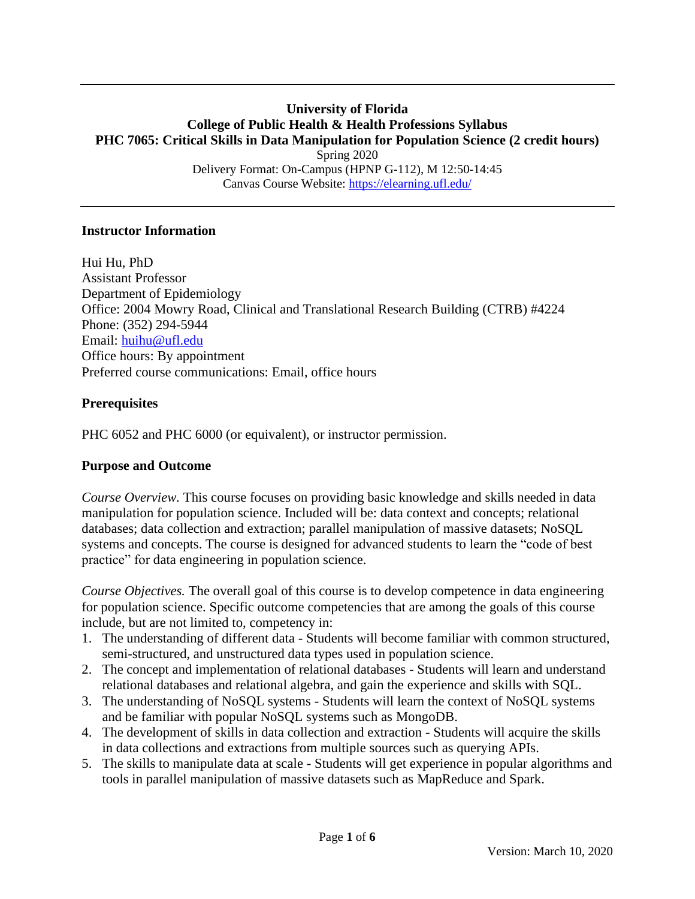**University of Florida**
**College of Public Health & Health Professions Syllabus**
**PHC 7065: Critical Skills in Data Manipulation for Population Science (2 credit hours)**

Spring 2020
Delivery Format: On-Campus (HPNP G-112), M 12:50-14:45
Canvas Course Website: https://elearning.ufl.edu/

---

## Instructor Information

Hui Hu, PhD
Assistant Professor
Department of Epidemiology
Office: 2004 Mowry Road, Clinical and Translational Research Building (CTRB) #4224
Phone: (352) 294-5944
Email: huihu@ufl.edu
Office hours: By appointment
Preferred course communications: Email, office hours

## Prerequisites

PHC 6052 and PHC 6000 (or equivalent), or instructor permission.

## Purpose and Outcome

*Course Overview.* This course focuses on providing basic knowledge and skills needed in data manipulation for population science. Included will be: data context and concepts; relational databases; data collection and extraction; parallel manipulation of massive datasets; NoSQL systems and concepts. The course is designed for advanced students to learn the "code of best practice" for data engineering in population science.

*Course Objectives.* The overall goal of this course is to develop competence in data engineering for population science. Specific outcome competencies that are among the goals of this course include, but are not limited to, competency in:

1. The understanding of different data - Students will become familiar with common structured, semi-structured, and unstructured data types used in population science.
2. The concept and implementation of relational databases - Students will learn and understand relational databases and relational algebra, and gain the experience and skills with SQL.
3. The understanding of NoSQL systems - Students will learn the context of NoSQL systems and be familiar with popular NoSQL systems such as MongoDB.
4. The development of skills in data collection and extraction - Students will acquire the skills in data collections and extractions from multiple sources such as querying APIs.
5. The skills to manipulate data at scale - Students will get experience in popular algorithms and tools in parallel manipulation of massive datasets such as MapReduce and Spark.

Version: March 10, 2020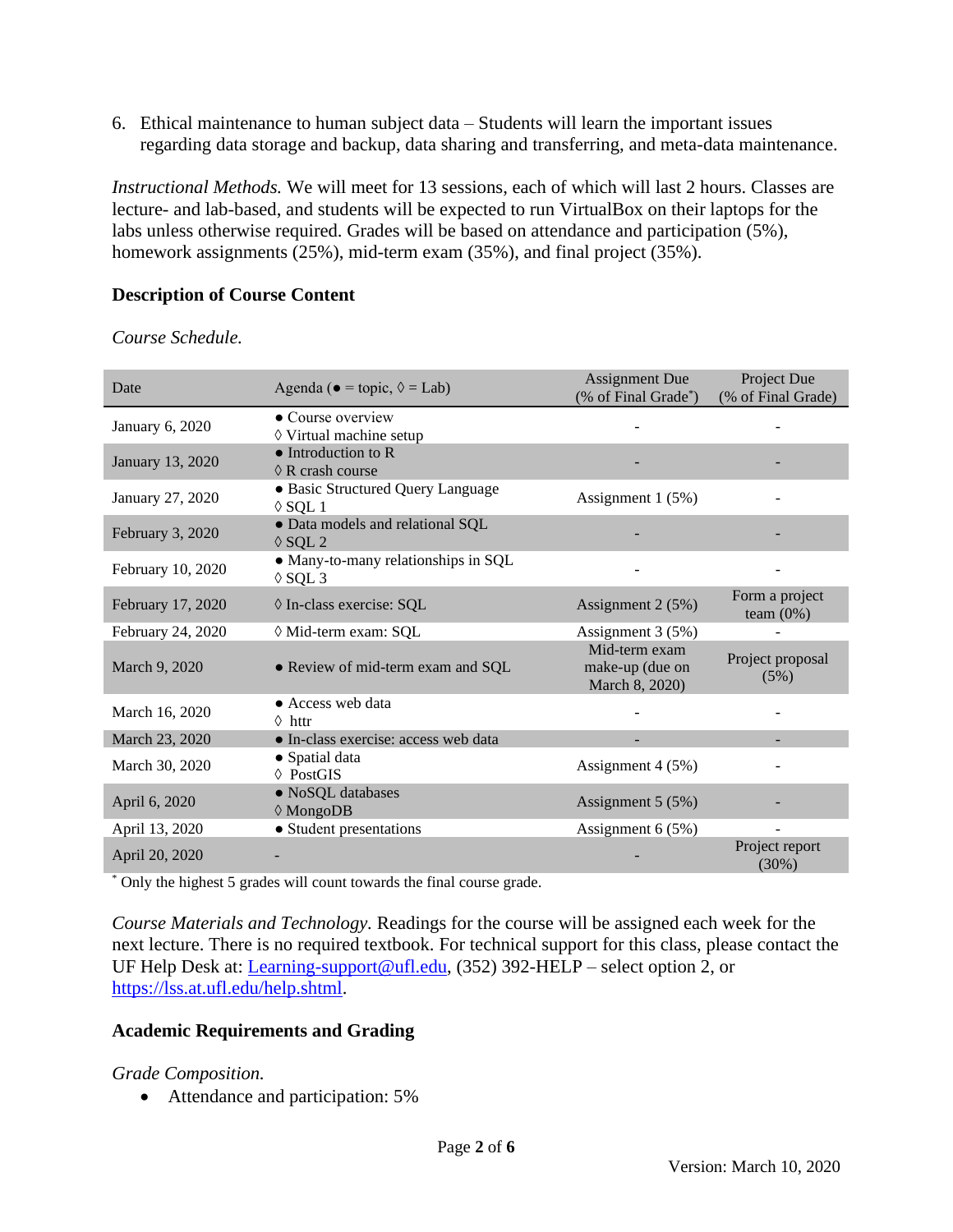6. Ethical maintenance to human subject data – Students will learn the important issues regarding data storage and backup, data sharing and transferring, and meta-data maintenance.

*Instructional Methods.* We will meet for 13 sessions, each of which will last 2 hours. Classes are lecture- and lab-based, and students will be expected to run VirtualBox on their laptops for the labs unless otherwise required. Grades will be based on attendance and participation (5%), homework assignments (25%), mid-term exam (35%), and final project (35%).

**Description of Course Content**

*Course Schedule.*

| Date | Agenda (● = topic, ◊ = Lab) | Assignment Due (% of Final Grade*) | Project Due (% of Final Grade) |
|---|---|---|---|
| January 6, 2020 | ● Course overview<br>◊ Virtual machine setup | - | - |
| January 13, 2020 | ● Introduction to R<br>◊ R crash course | - | - |
| January 27, 2020 | ● Basic Structured Query Language<br>◊ SQL 1 | Assignment 1 (5%) | - |
| February 3, 2020 | ● Data models and relational SQL<br>◊ SQL 2 | - | - |
| February 10, 2020 | ● Many-to-many relationships in SQL<br>◊ SQL 3 | - | - |
| February 17, 2020 | ◊ In-class exercise: SQL | Assignment 2 (5%) | Form a project team (0%) |
| February 24, 2020 | ◊ Mid-term exam: SQL | Assignment 3 (5%) | - |
| March 9, 2020 | ● Review of mid-term exam and SQL | Mid-term exam make-up (due on March 8, 2020) | Project proposal (5%) |
| March 16, 2020 | ● Access web data<br>◊ httr | - | - |
| March 23, 2020 | ● In-class exercise: access web data | - | - |
| March 30, 2020 | ● Spatial data<br>◊ PostGIS | Assignment 4 (5%) | - |
| April 6, 2020 | ● NoSQL databases<br>◊ MongoDB | Assignment 5 (5%) | - |
| April 13, 2020 | ● Student presentations | Assignment 6 (5%) | - |
| April 20, 2020 | - | - | Project report (30%) |

* Only the highest 5 grades will count towards the final course grade.

*Course Materials and Technology.* Readings for the course will be assigned each week for the next lecture. There is no required textbook. For technical support for this class, please contact the UF Help Desk at: Learning-support@ufl.edu, (352) 392-HELP – select option 2, or https://lss.at.ufl.edu/help.shtml.

**Academic Requirements and Grading**

*Grade Composition.*

- Attendance and participation: 5%

Version: March 10, 2020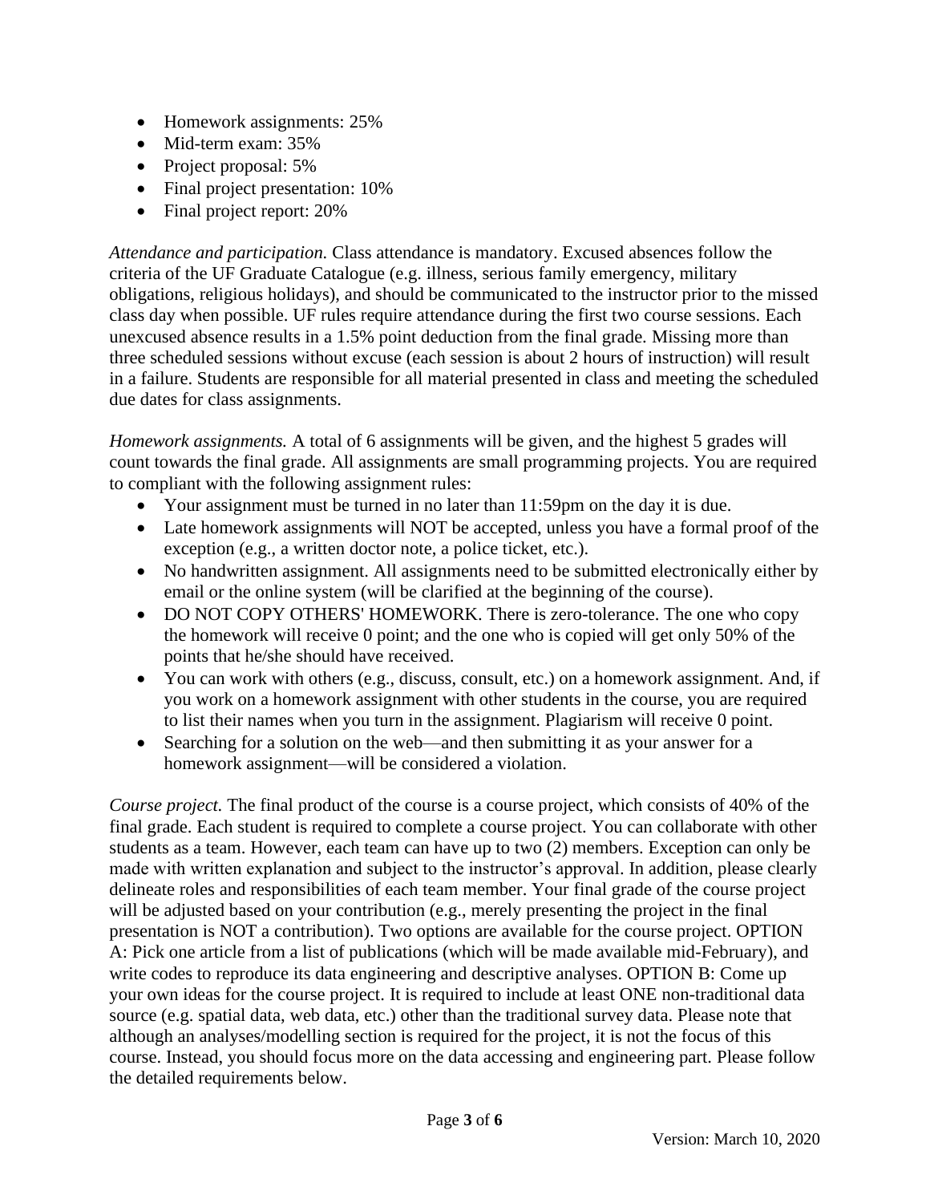- Homework assignments: 25%
- Mid-term exam: 35%
- Project proposal: 5%
- Final project presentation: 10%
- Final project report: 20%

*Attendance and participation.* Class attendance is mandatory. Excused absences follow the criteria of the UF Graduate Catalogue (e.g. illness, serious family emergency, military obligations, religious holidays), and should be communicated to the instructor prior to the missed class day when possible. UF rules require attendance during the first two course sessions. Each unexcused absence results in a 1.5% point deduction from the final grade. Missing more than three scheduled sessions without excuse (each session is about 2 hours of instruction) will result in a failure. Students are responsible for all material presented in class and meeting the scheduled due dates for class assignments.

*Homework assignments.* A total of 6 assignments will be given, and the highest 5 grades will count towards the final grade. All assignments are small programming projects. You are required to compliant with the following assignment rules:

- Your assignment must be turned in no later than 11:59pm on the day it is due.
- Late homework assignments will NOT be accepted, unless you have a formal proof of the exception (e.g., a written doctor note, a police ticket, etc.).
- No handwritten assignment. All assignments need to be submitted electronically either by email or the online system (will be clarified at the beginning of the course).
- DO NOT COPY OTHERS' HOMEWORK. There is zero-tolerance. The one who copy the homework will receive 0 point; and the one who is copied will get only 50% of the points that he/she should have received.
- You can work with others (e.g., discuss, consult, etc.) on a homework assignment. And, if you work on a homework assignment with other students in the course, you are required to list their names when you turn in the assignment. Plagiarism will receive 0 point.
- Searching for a solution on the web—and then submitting it as your answer for a homework assignment—will be considered a violation.

*Course project.* The final product of the course is a course project, which consists of 40% of the final grade. Each student is required to complete a course project. You can collaborate with other students as a team. However, each team can have up to two (2) members. Exception can only be made with written explanation and subject to the instructor's approval. In addition, please clearly delineate roles and responsibilities of each team member. Your final grade of the course project will be adjusted based on your contribution (e.g., merely presenting the project in the final presentation is NOT a contribution). Two options are available for the course project. OPTION A: Pick one article from a list of publications (which will be made available mid-February), and write codes to reproduce its data engineering and descriptive analyses. OPTION B: Come up your own ideas for the course project. It is required to include at least ONE non-traditional data source (e.g. spatial data, web data, etc.) other than the traditional survey data. Please note that although an analyses/modelling section is required for the project, it is not the focus of this course. Instead, you should focus more on the data accessing and engineering part. Please follow the detailed requirements below.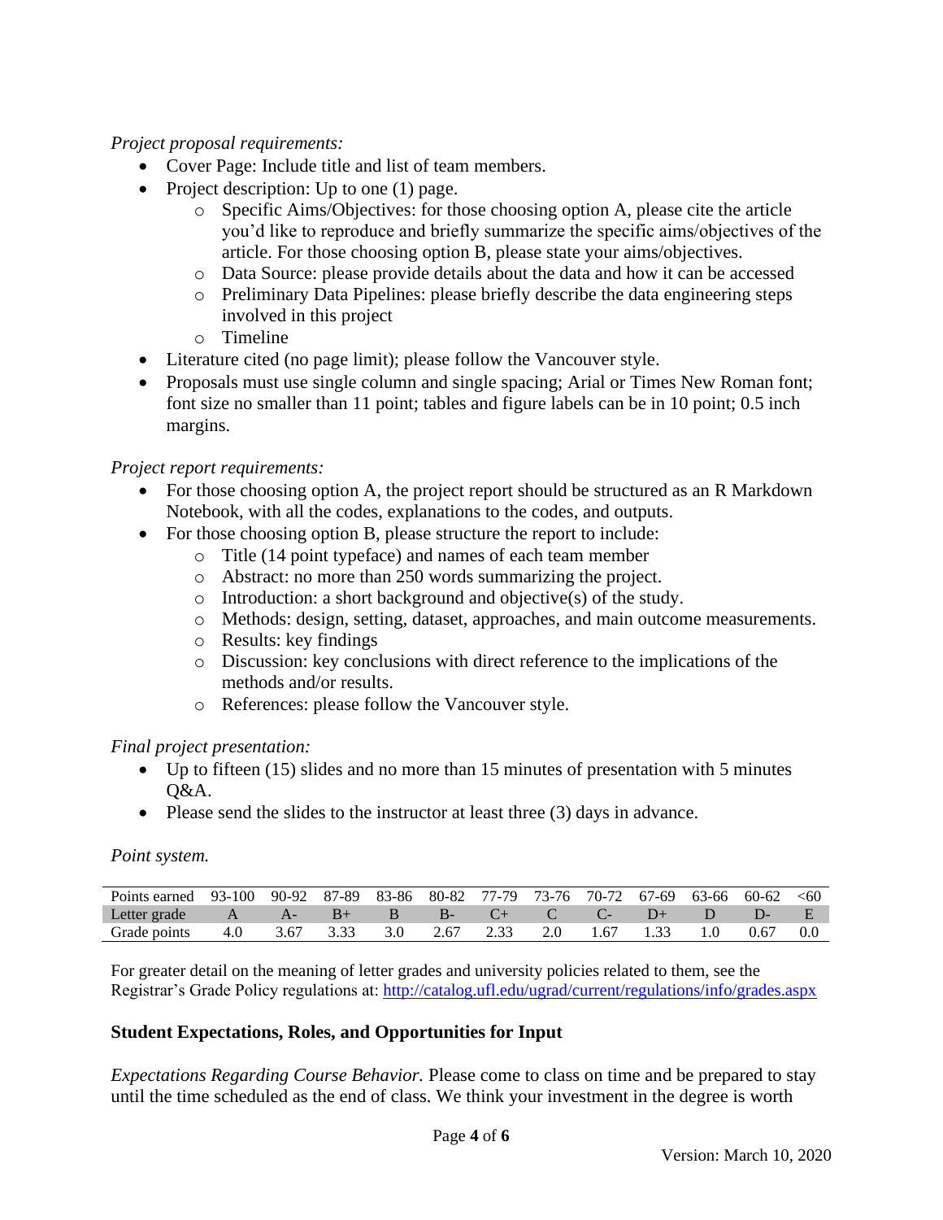*Project proposal requirements:*

- Cover Page: Include title and list of team members.
- Project description: Up to one (1) page.
    - Specific Aims/Objectives: for those choosing option A, please cite the article you'd like to reproduce and briefly summarize the specific aims/objectives of the article. For those choosing option B, please state your aims/objectives.
    - Data Source: please provide details about the data and how it can be accessed
    - Preliminary Data Pipelines: please briefly describe the data engineering steps involved in this project
    - Timeline
- Literature cited (no page limit); please follow the Vancouver style.
- Proposals must use single column and single spacing; Arial or Times New Roman font; font size no smaller than 11 point; tables and figure labels can be in 10 point; 0.5 inch margins.

*Project report requirements:*

- For those choosing option A, the project report should be structured as an R Markdown Notebook, with all the codes, explanations to the codes, and outputs.
- For those choosing option B, please structure the report to include:
    - Title (14 point typeface) and names of each team member
    - Abstract: no more than 250 words summarizing the project.
    - Introduction: a short background and objective(s) of the study.
    - Methods: design, setting, dataset, approaches, and main outcome measurements.
    - Results: key findings
    - Discussion: key conclusions with direct reference to the implications of the methods and/or results.
    - References: please follow the Vancouver style.

*Final project presentation:*

- Up to fifteen (15) slides and no more than 15 minutes of presentation with 5 minutes Q&A.
- Please send the slides to the instructor at least three (3) days in advance.

*Point system.*

| Points earned | 93-100 | 90-92 | 87-89 | 83-86 | 80-82 | 77-79 | 73-76 | 70-72 | 67-69 | 63-66 | 60-62 | <60 |
|---|---|---|---|---|---|---|---|---|---|---|---|---|
| Letter grade | A | A- | B+ | B | B- | C+ | C | C- | D+ | D | D- | E |
| Grade points | 4.0 | 3.67 | 3.33 | 3.0 | 2.67 | 2.33 | 2.0 | 1.67 | 1.33 | 1.0 | 0.67 | 0.0 |

For greater detail on the meaning of letter grades and university policies related to them, see the Registrar's Grade Policy regulations at: http://catalog.ufl.edu/ugrad/current/regulations/info/grades.aspx

## Student Expectations, Roles, and Opportunities for Input

*Expectations Regarding Course Behavior.* Please come to class on time and be prepared to stay until the time scheduled as the end of class. We think your investment in the degree is worth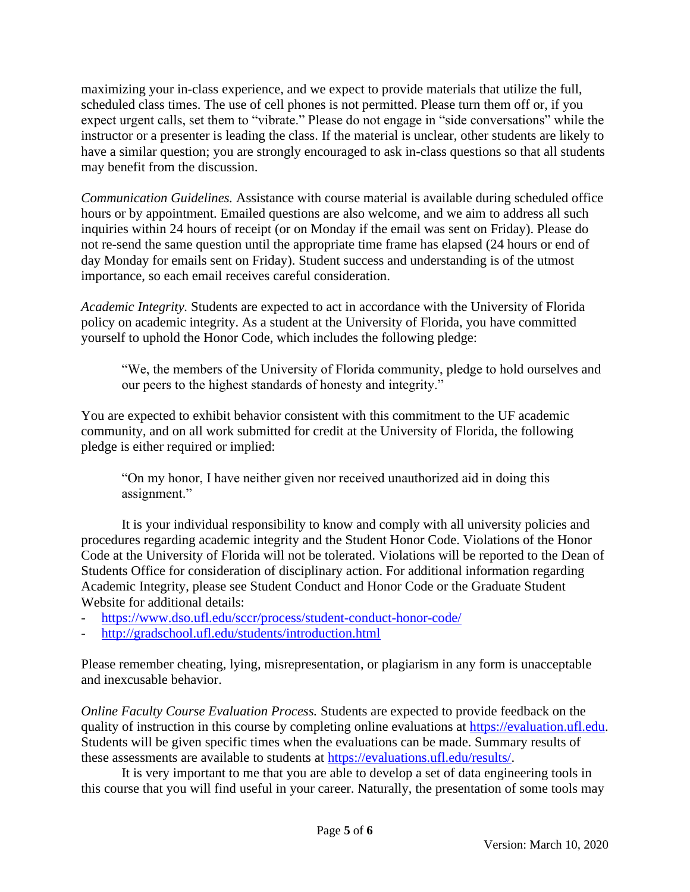maximizing your in-class experience, and we expect to provide materials that utilize the full, scheduled class times. The use of cell phones is not permitted. Please turn them off or, if you expect urgent calls, set them to "vibrate." Please do not engage in "side conversations" while the instructor or a presenter is leading the class. If the material is unclear, other students are likely to have a similar question; you are strongly encouraged to ask in-class questions so that all students may benefit from the discussion.

*Communication Guidelines.* Assistance with course material is available during scheduled office hours or by appointment. Emailed questions are also welcome, and we aim to address all such inquiries within 24 hours of receipt (or on Monday if the email was sent on Friday). Please do not re-send the same question until the appropriate time frame has elapsed (24 hours or end of day Monday for emails sent on Friday). Student success and understanding is of the utmost importance, so each email receives careful consideration.

*Academic Integrity.* Students are expected to act in accordance with the University of Florida policy on academic integrity. As a student at the University of Florida, you have committed yourself to uphold the Honor Code, which includes the following pledge:

> "We, the members of the University of Florida community, pledge to hold ourselves and our peers to the highest standards of honesty and integrity."

You are expected to exhibit behavior consistent with this commitment to the UF academic community, and on all work submitted for credit at the University of Florida, the following pledge is either required or implied:

> "On my honor, I have neither given nor received unauthorized aid in doing this assignment."

It is your individual responsibility to know and comply with all university policies and procedures regarding academic integrity and the Student Honor Code. Violations of the Honor Code at the University of Florida will not be tolerated. Violations will be reported to the Dean of Students Office for consideration of disciplinary action. For additional information regarding Academic Integrity, please see Student Conduct and Honor Code or the Graduate Student Website for additional details:

- https://www.dso.ufl.edu/sccr/process/student-conduct-honor-code/
- http://gradschool.ufl.edu/students/introduction.html

Please remember cheating, lying, misrepresentation, or plagiarism in any form is unacceptable and inexcusable behavior.

*Online Faculty Course Evaluation Process.* Students are expected to provide feedback on the quality of instruction in this course by completing online evaluations at https://evaluation.ufl.edu. Students will be given specific times when the evaluations can be made. Summary results of these assessments are available to students at https://evaluations.ufl.edu/results/.

It is very important to me that you are able to develop a set of data engineering tools in this course that you will find useful in your career. Naturally, the presentation of some tools may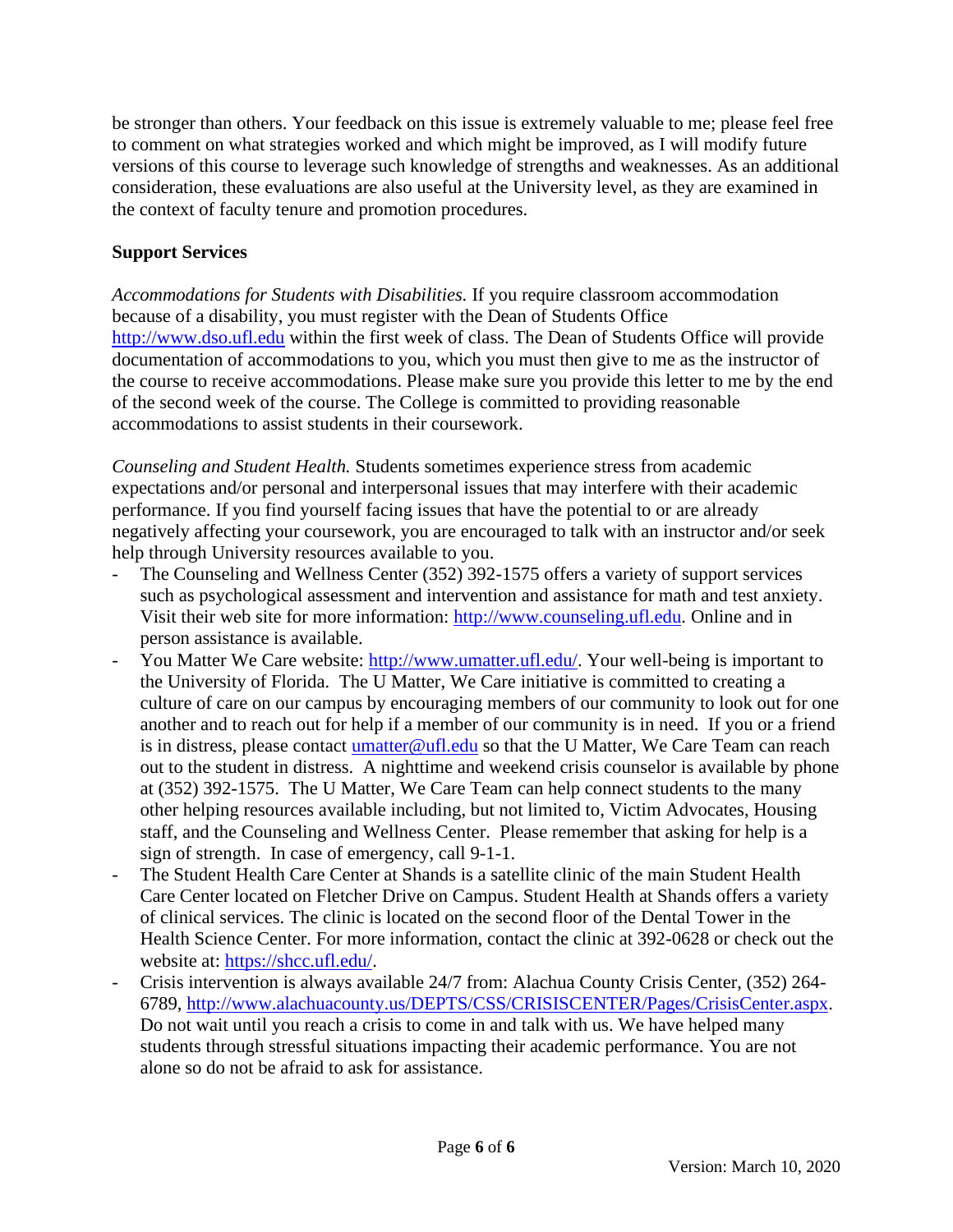be stronger than others. Your feedback on this issue is extremely valuable to me; please feel free to comment on what strategies worked and which might be improved, as I will modify future versions of this course to leverage such knowledge of strengths and weaknesses. As an additional consideration, these evaluations are also useful at the University level, as they are examined in the context of faculty tenure and promotion procedures.

**Support Services**

*Accommodations for Students with Disabilities.* If you require classroom accommodation because of a disability, you must register with the Dean of Students Office http://www.dso.ufl.edu within the first week of class. The Dean of Students Office will provide documentation of accommodations to you, which you must then give to me as the instructor of the course to receive accommodations. Please make sure you provide this letter to me by the end of the second week of the course. The College is committed to providing reasonable accommodations to assist students in their coursework.

*Counseling and Student Health.* Students sometimes experience stress from academic expectations and/or personal and interpersonal issues that may interfere with their academic performance. If you find yourself facing issues that have the potential to or are already negatively affecting your coursework, you are encouraged to talk with an instructor and/or seek help through University resources available to you.

- The Counseling and Wellness Center (352) 392-1575 offers a variety of support services such as psychological assessment and intervention and assistance for math and test anxiety. Visit their web site for more information: http://www.counseling.ufl.edu. Online and in person assistance is available.
- You Matter We Care website: http://www.umatter.ufl.edu/. Your well-being is important to the University of Florida. The U Matter, We Care initiative is committed to creating a culture of care on our campus by encouraging members of our community to look out for one another and to reach out for help if a member of our community is in need. If you or a friend is in distress, please contact umatter@ufl.edu so that the U Matter, We Care Team can reach out to the student in distress. A nighttime and weekend crisis counselor is available by phone at (352) 392-1575. The U Matter, We Care Team can help connect students to the many other helping resources available including, but not limited to, Victim Advocates, Housing staff, and the Counseling and Wellness Center. Please remember that asking for help is a sign of strength. In case of emergency, call 9-1-1.
- The Student Health Care Center at Shands is a satellite clinic of the main Student Health Care Center located on Fletcher Drive on Campus. Student Health at Shands offers a variety of clinical services. The clinic is located on the second floor of the Dental Tower in the Health Science Center. For more information, contact the clinic at 392-0628 or check out the website at: https://shcc.ufl.edu/.
- Crisis intervention is always available 24/7 from: Alachua County Crisis Center, (352) 264-6789, http://www.alachuacounty.us/DEPTS/CSS/CRISISCENTER/Pages/CrisisCenter.aspx. Do not wait until you reach a crisis to come in and talk with us. We have helped many students through stressful situations impacting their academic performance. You are not alone so do not be afraid to ask for assistance.

Version: March 10, 2020